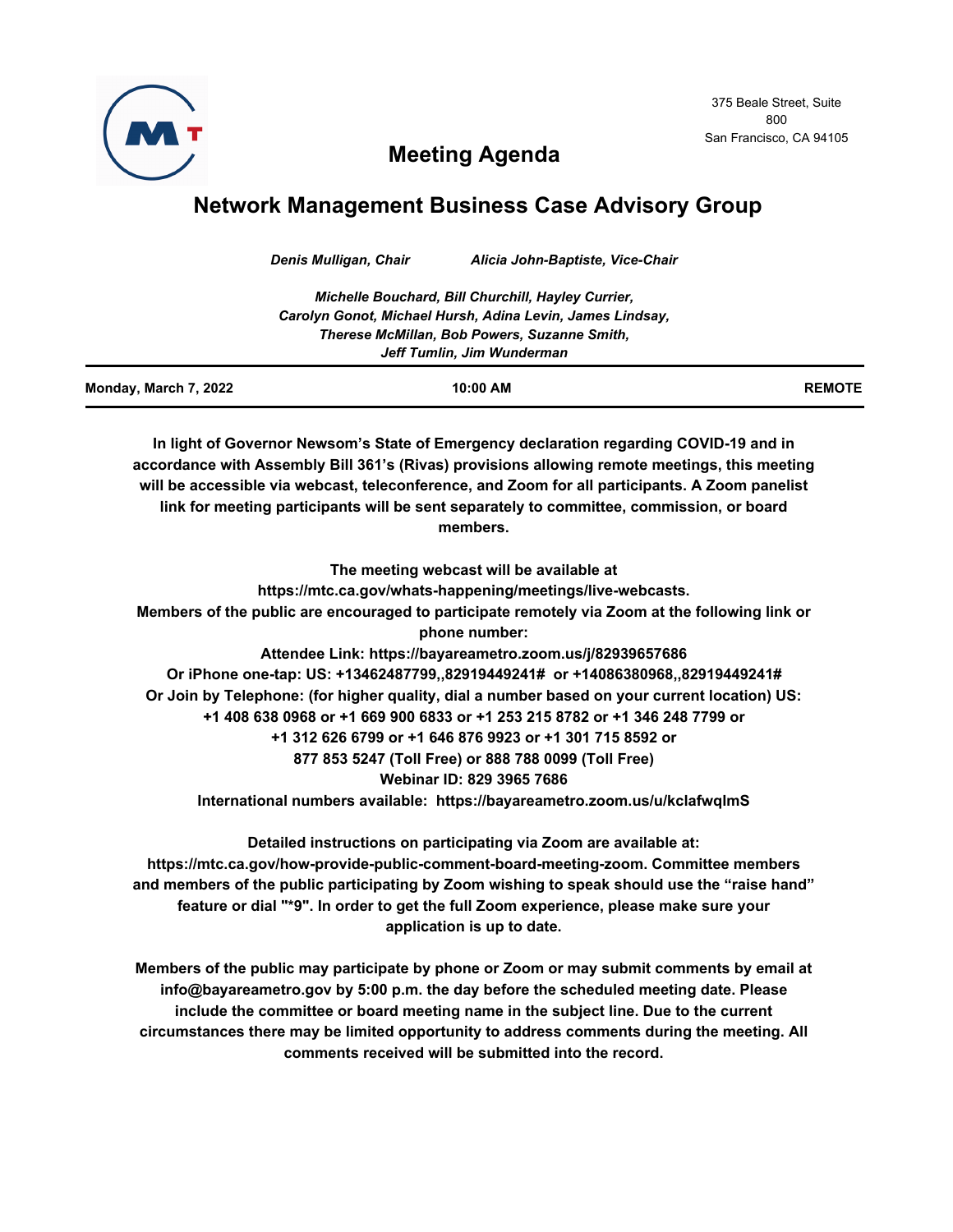375 Beale Street, Suite 800
San Francisco, CA 94105

# Meeting Agenda

## Network Management Business Case Advisory Group

*Denis Mulligan, Chair* *Alicia John-Baptiste, Vice-Chair*

*Michelle Bouchard, Bill Churchill, Hayley Currier, Carolyn Gonot, Michael Hursh, Adina Levin, James Lindsay, Therese McMillan, Bob Powers, Suzanne Smith, Jeff Tumlin, Jim Wunderman*

| **Monday, March 7, 2022** | **10:00 AM** | **REMOTE** |
|---|---|---|

**In light of Governor Newsom's State of Emergency declaration regarding COVID-19 and in accordance with Assembly Bill 361's (Rivas) provisions allowing remote meetings, this meeting will be accessible via webcast, teleconference, and Zoom for all participants. A Zoom panelist link for meeting participants will be sent separately to committee, commission, or board members.**

**The meeting webcast will be available at https://mtc.ca.gov/whats-happening/meetings/live-webcasts.**
**Members of the public are encouraged to participate remotely via Zoom at the following link or phone number:**
**Attendee Link: https://bayareametro.zoom.us/j/82939657686**
**Or iPhone one-tap: US: +13462487799,,82919449241# or +14086380968,,82919449241#**
**Or Join by Telephone: (for higher quality, dial a number based on your current location) US:**
**+1 408 638 0968 or +1 669 900 6833 or +1 253 215 8782 or +1 346 248 7799 or**
**+1 312 626 6799 or +1 646 876 9923 or +1 301 715 8592 or**
**877 853 5247 (Toll Free) or 888 788 0099 (Toll Free)**
**Webinar ID: 829 3965 7686**
**International numbers available: https://bayareametro.zoom.us/u/kclafwqlmS**

**Detailed instructions on participating via Zoom are available at: https://mtc.ca.gov/how-provide-public-comment-board-meeting-zoom. Committee members and members of the public participating by Zoom wishing to speak should use the "raise hand" feature or dial "*9". In order to get the full Zoom experience, please make sure your application is up to date.**

**Members of the public may participate by phone or Zoom or may submit comments by email at info@bayareametro.gov by 5:00 p.m. the day before the scheduled meeting date. Please include the committee or board meeting name in the subject line. Due to the current circumstances there may be limited opportunity to address comments during the meeting. All comments received will be submitted into the record.**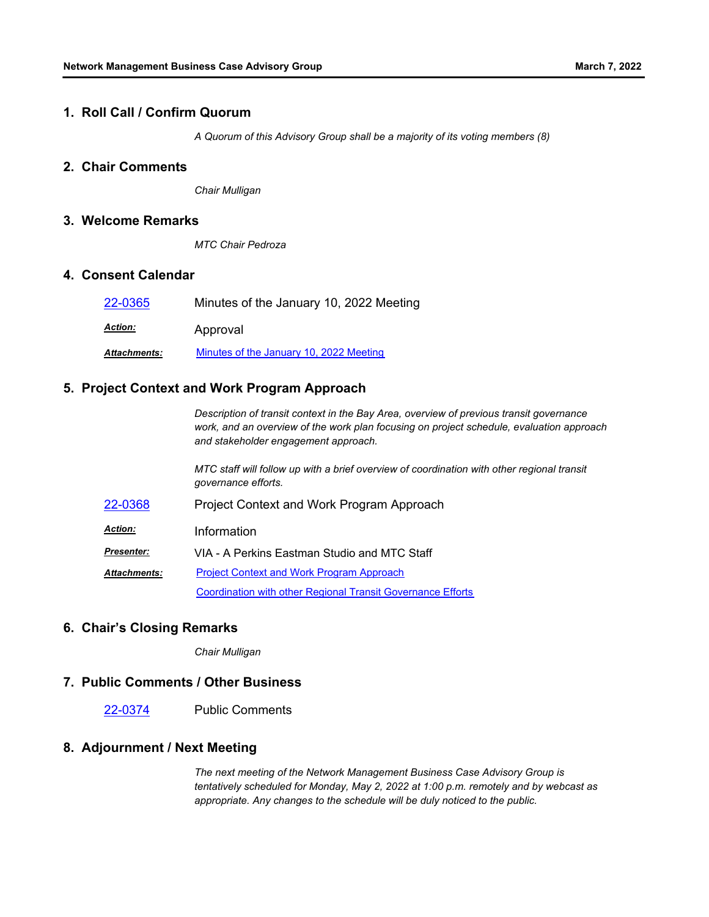## 1. Roll Call / Confirm Quorum

*A Quorum of this Advisory Group shall be a majority of its voting members (8)*

## 2. Chair Comments

*Chair Mulligan*

## 3. Welcome Remarks

*MTC Chair Pedroza*

## 4. Consent Calendar

22-0365 Minutes of the January 10, 2022 Meeting

***Action:*** Approval

***Attachments:*** Minutes of the January 10, 2022 Meeting

## 5. Project Context and Work Program Approach

*Description of transit context in the Bay Area, overview of previous transit governance work, and an overview of the work plan focusing on project schedule, evaluation approach and stakeholder engagement approach.*

*MTC staff will follow up with a brief overview of coordination with other regional transit governance efforts.*

22-0368 Project Context and Work Program Approach

***Action:*** Information

***Presenter:*** VIA - A Perkins Eastman Studio and MTC Staff

***Attachments:*** Project Context and Work Program Approach

Coordination with other Regional Transit Governance Efforts

## 6. Chair's Closing Remarks

*Chair Mulligan*

## 7. Public Comments / Other Business

22-0374 Public Comments

## 8. Adjournment / Next Meeting

*The next meeting of the Network Management Business Case Advisory Group is tentatively scheduled for Monday, May 2, 2022 at 1:00 p.m. remotely and by webcast as appropriate. Any changes to the schedule will be duly noticed to the public.*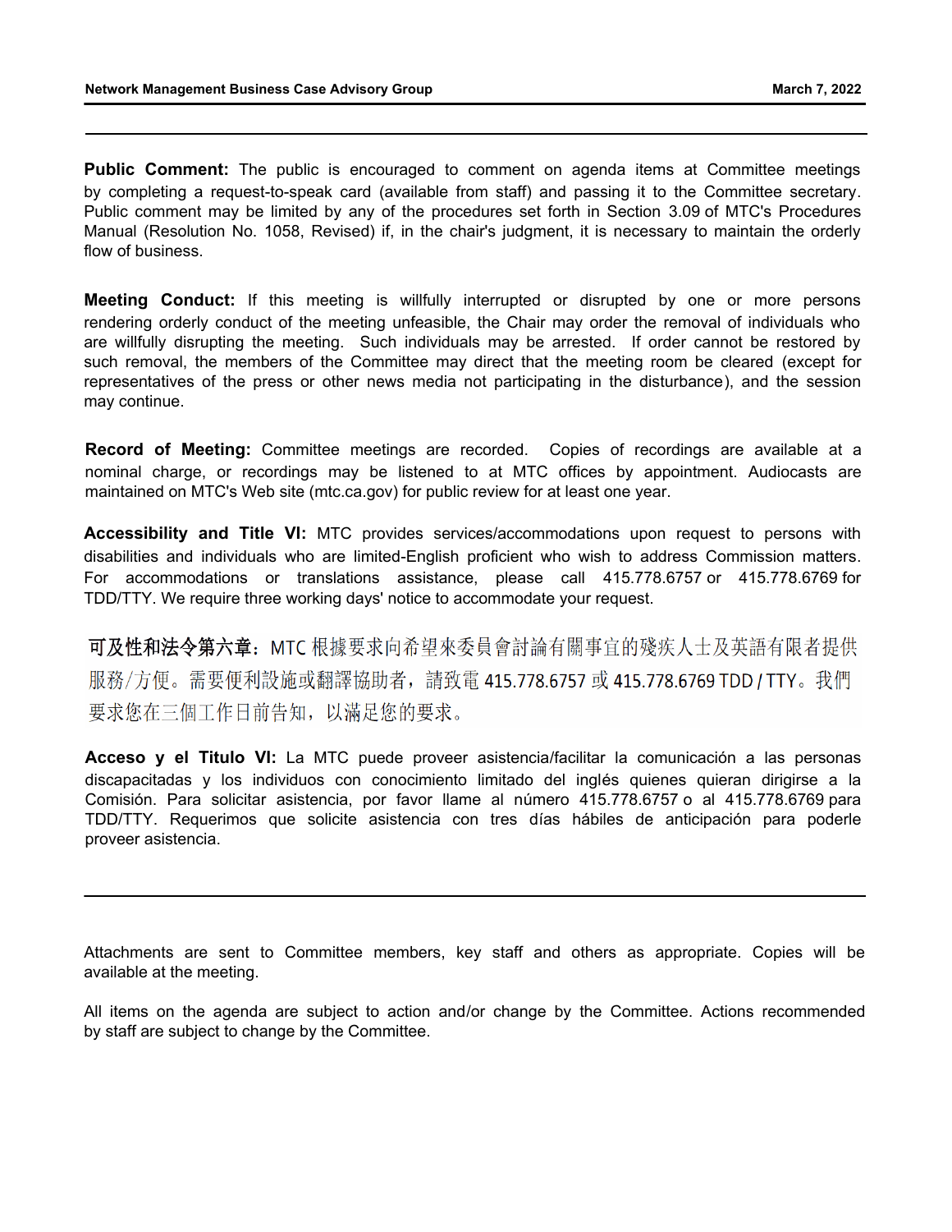**Public Comment:** The public is encouraged to comment on agenda items at Committee meetings by completing a request-to-speak card (available from staff) and passing it to the Committee secretary. Public comment may be limited by any of the procedures set forth in Section 3.09 of MTC's Procedures Manual (Resolution No. 1058, Revised) if, in the chair's judgment, it is necessary to maintain the orderly flow of business.

**Meeting Conduct:** If this meeting is willfully interrupted or disrupted by one or more persons rendering orderly conduct of the meeting unfeasible, the Chair may order the removal of individuals who are willfully disrupting the meeting. Such individuals may be arrested. If order cannot be restored by such removal, the members of the Committee may direct that the meeting room be cleared (except for representatives of the press or other news media not participating in the disturbance), and the session may continue.

**Record of Meeting:** Committee meetings are recorded. Copies of recordings are available at a nominal charge, or recordings may be listened to at MTC offices by appointment. Audiocasts are maintained on MTC's Web site (mtc.ca.gov) for public review for at least one year.

**Accessibility and Title VI:** MTC provides services/accommodations upon request to persons with disabilities and individuals who are limited-English proficient who wish to address Commission matters. For accommodations or translations assistance, please call 415.778.6757 or 415.778.6769 for TDD/TTY. We require three working days' notice to accommodate your request.

**可及性和法令第六章**：MTC 根據要求向希望來委員會討論有關事宜的殘疾人士及英語有限者提供服務/方便。需要便利設施或翻譯協助者，請致電 415.778.6757 或 415.778.6769 TDD / TTY。我們要求您在三個工作日前告知，以滿足您的要求。

**Acceso y el Titulo VI:** La MTC puede proveer asistencia/facilitar la comunicación a las personas discapacitadas y los individuos con conocimiento limitado del inglés quienes quieran dirigirse a la Comisión. Para solicitar asistencia, por favor llame al número 415.778.6757 o al 415.778.6769 para TDD/TTY. Requerimos que solicite asistencia con tres días hábiles de anticipación para poderle proveer asistencia.

---

Attachments are sent to Committee members, key staff and others as appropriate. Copies will be available at the meeting.

All items on the agenda are subject to action and/or change by the Committee. Actions recommended by staff are subject to change by the Committee.